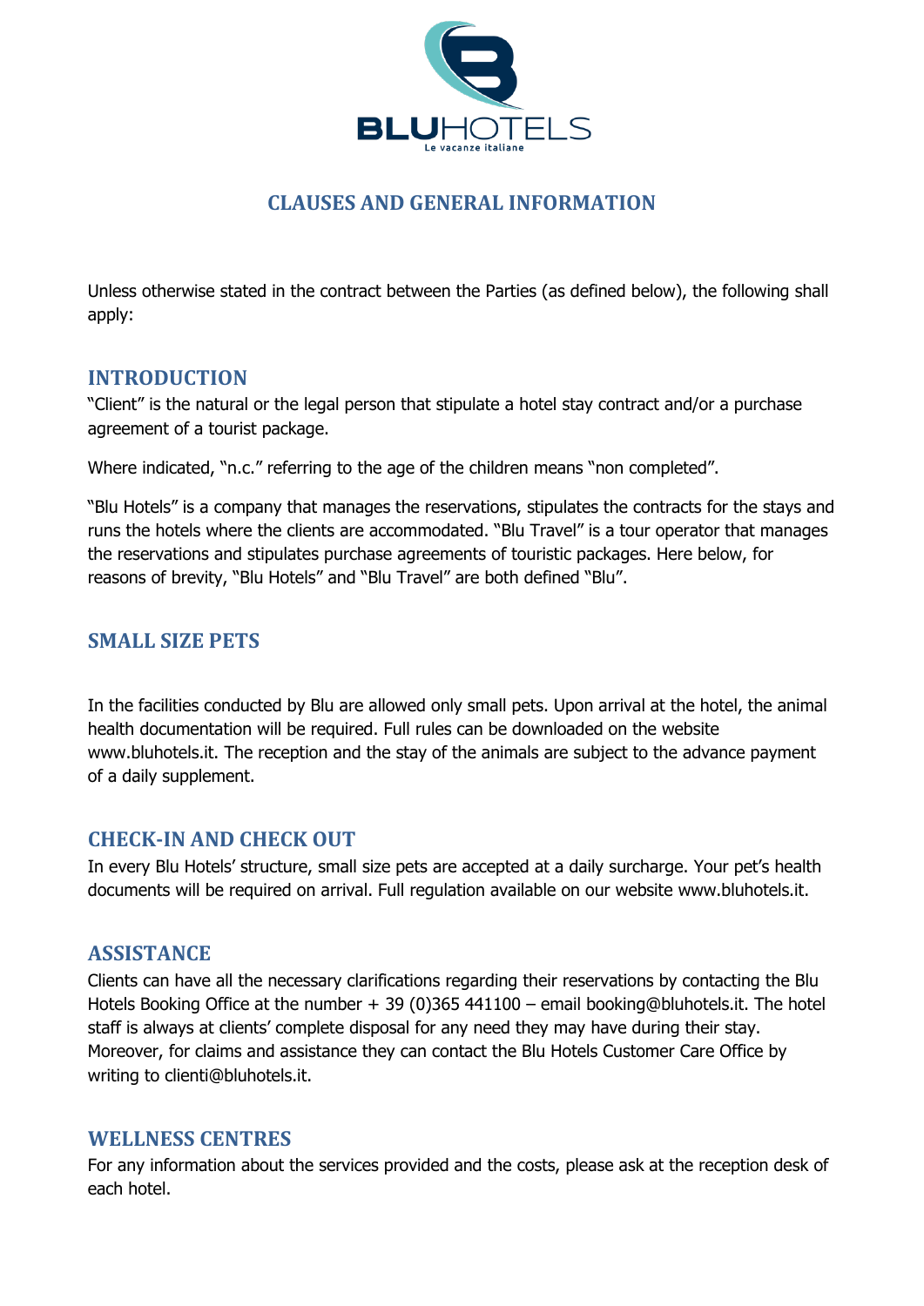# CLAUSES AND GENERAL INFORMATION

Unless otherwise stated in the contract between the Parties (as defined below), the following shall apply:

## INTRODUCTION

"Client" is the natural or the legal person that stipulate a hotel stay contract and/or a purchase agreement of a tourist package.

Where indicated, "n.c." referring to the age of the children means "non completed".

"Blu Hotels" is a company that manages the reservations, stipulates the contracts for the stays and runs the hotels where the clients are accommodated. "Blu Travel" is a tour operator that manages the reservations and stipulates purchase agreements of touristic packages. Here below, for reasons of brevity, "Blu Hotels" and "Blu Travel" are both defined "Blu".

## SMALL SIZE PETS

In the facilities conducted by Blu are allowed only small pets. Upon arrival at the hotel, the animal health documentation will be required. Full rules can be downloaded on the website www.bluhotels.it. The reception and the stay of the animals are subject to the advance payment of a daily supplement.

## CHECK-IN AND CHECK OUT

In every Blu Hotels' structure, small size pets are accepted at a daily surcharge. Your pet's health documents will be required on arrival. Full regulation available on our website www.bluhotels.it.

## ASSISTANCE

Clients can have all the necessary clarifications regarding their reservations by contacting the Blu Hotels Booking Office at the number + 39 (0)365 441100 – email booking@bluhotels.it. The hotel staff is always at clients' complete disposal for any need they may have during their stay. Moreover, for claims and assistance they can contact the Blu Hotels Customer Care Office by writing to clienti@bluhotels.it.

## WELLNESS CENTRES

For any information about the services provided and the costs, please ask at the reception desk of each hotel.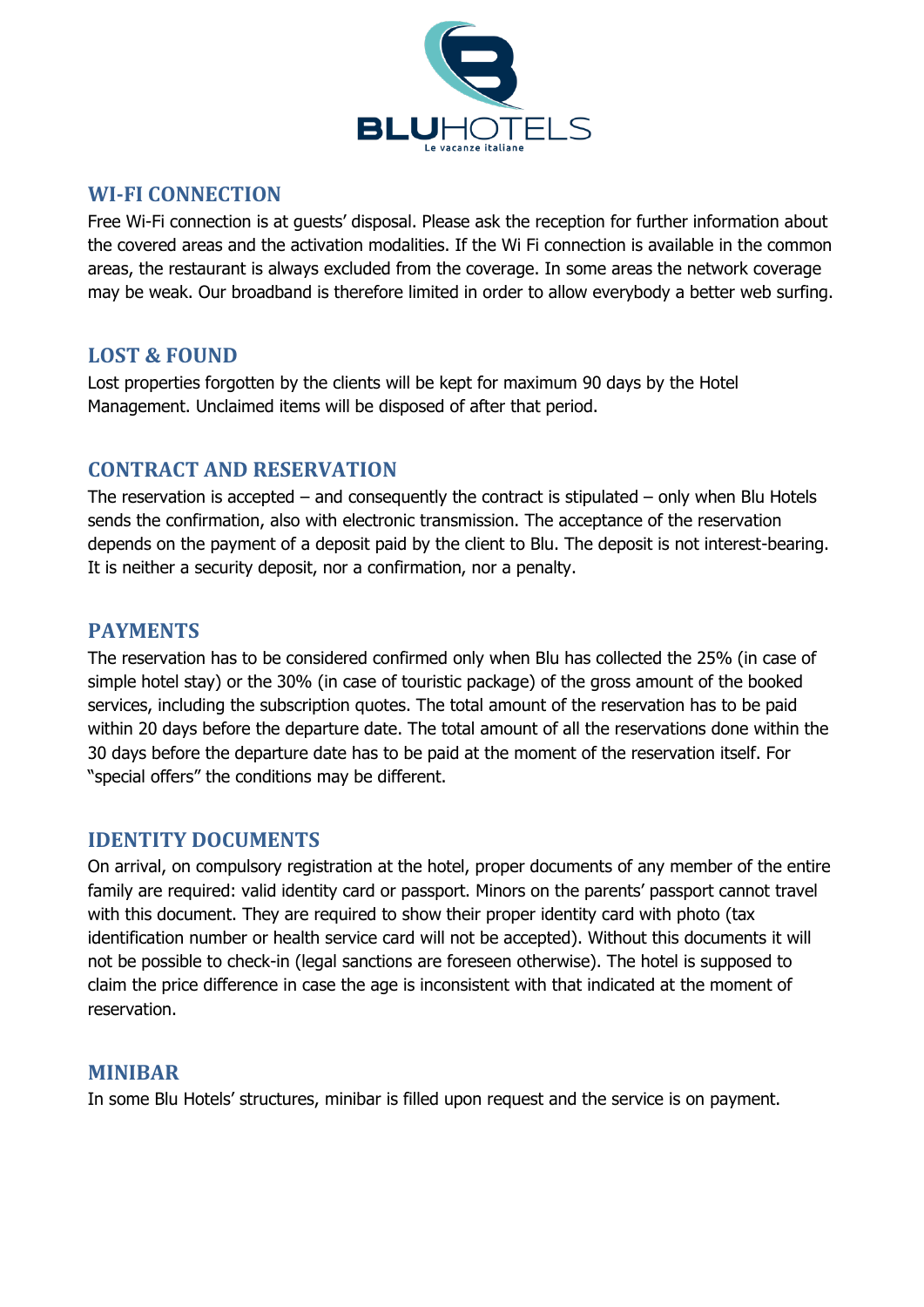## WI-FI CONNECTION

Free Wi-Fi connection is at guests' disposal. Please ask the reception for further information about the covered areas and the activation modalities. If the Wi Fi connection is available in the common areas, the restaurant is always excluded from the coverage. In some areas the network coverage may be weak. Our broadband is therefore limited in order to allow everybody a better web surfing.

## LOST & FOUND

Lost properties forgotten by the clients will be kept for maximum 90 days by the Hotel Management. Unclaimed items will be disposed of after that period.

## CONTRACT AND RESERVATION

The reservation is accepted – and consequently the contract is stipulated – only when Blu Hotels sends the confirmation, also with electronic transmission. The acceptance of the reservation depends on the payment of a deposit paid by the client to Blu. The deposit is not interest-bearing. It is neither a security deposit, nor a confirmation, nor a penalty.

## PAYMENTS

The reservation has to be considered confirmed only when Blu has collected the 25% (in case of simple hotel stay) or the 30% (in case of touristic package) of the gross amount of the booked services, including the subscription quotes. The total amount of the reservation has to be paid within 20 days before the departure date. The total amount of all the reservations done within the 30 days before the departure date has to be paid at the moment of the reservation itself. For "special offers" the conditions may be different.

## IDENTITY DOCUMENTS

On arrival, on compulsory registration at the hotel, proper documents of any member of the entire family are required: valid identity card or passport. Minors on the parents' passport cannot travel with this document. They are required to show their proper identity card with photo (tax identification number or health service card will not be accepted). Without this documents it will not be possible to check-in (legal sanctions are foreseen otherwise). The hotel is supposed to claim the price difference in case the age is inconsistent with that indicated at the moment of reservation.

## MINIBAR

In some Blu Hotels' structures, minibar is filled upon request and the service is on payment.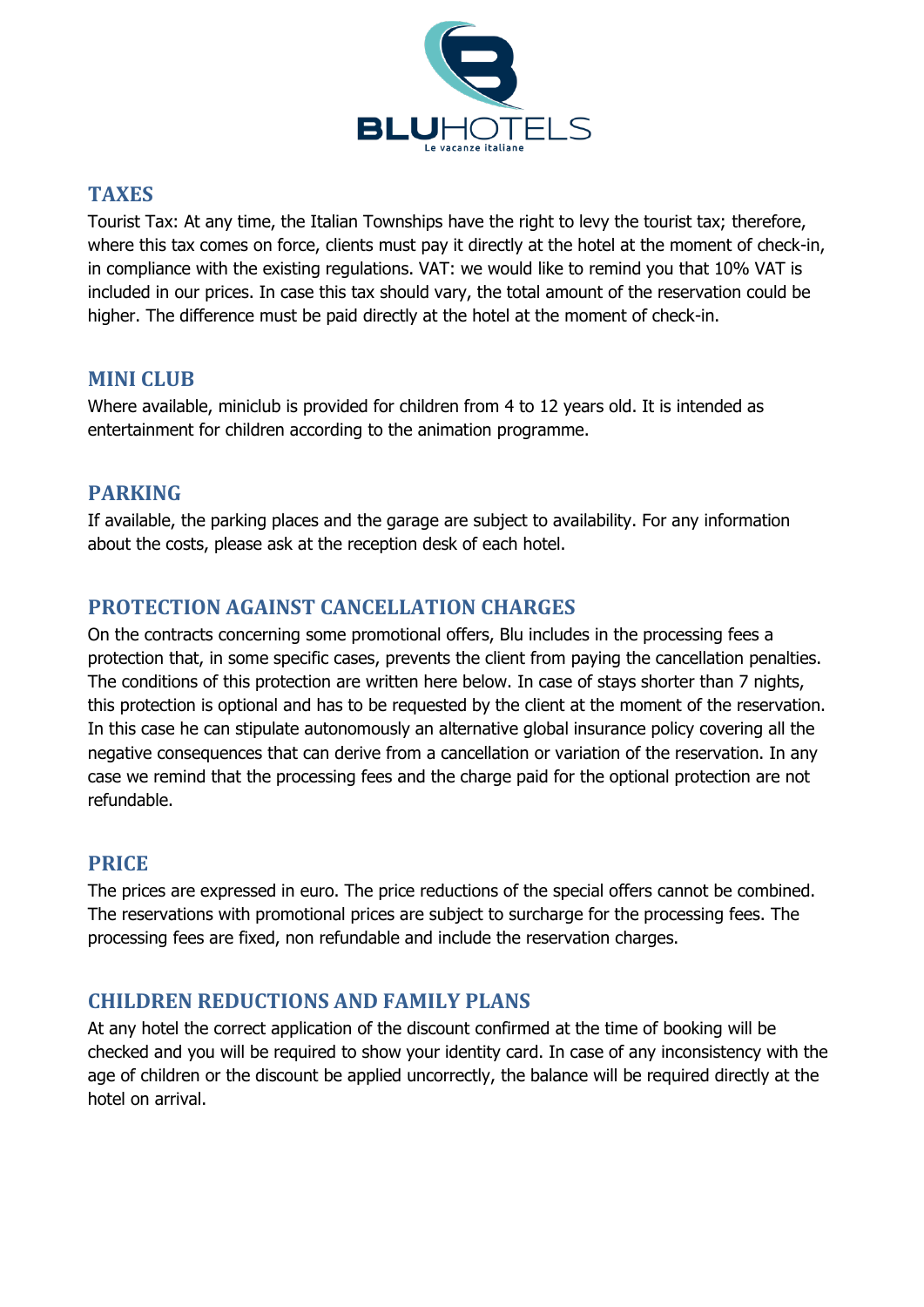## TAXES

Tourist Tax: At any time, the Italian Townships have the right to levy the tourist tax; therefore, where this tax comes on force, clients must pay it directly at the hotel at the moment of check-in, in compliance with the existing regulations. VAT: we would like to remind you that 10% VAT is included in our prices. In case this tax should vary, the total amount of the reservation could be higher. The difference must be paid directly at the hotel at the moment of check-in.

## MINI CLUB

Where available, miniclub is provided for children from 4 to 12 years old. It is intended as entertainment for children according to the animation programme.

## PARKING

If available, the parking places and the garage are subject to availability. For any information about the costs, please ask at the reception desk of each hotel.

## PROTECTION AGAINST CANCELLATION CHARGES

On the contracts concerning some promotional offers, Blu includes in the processing fees a protection that, in some specific cases, prevents the client from paying the cancellation penalties. The conditions of this protection are written here below. In case of stays shorter than 7 nights, this protection is optional and has to be requested by the client at the moment of the reservation. In this case he can stipulate autonomously an alternative global insurance policy covering all the negative consequences that can derive from a cancellation or variation of the reservation. In any case we remind that the processing fees and the charge paid for the optional protection are not refundable.

## PRICE

The prices are expressed in euro. The price reductions of the special offers cannot be combined. The reservations with promotional prices are subject to surcharge for the processing fees. The processing fees are fixed, non refundable and include the reservation charges.

## CHILDREN REDUCTIONS AND FAMILY PLANS

At any hotel the correct application of the discount confirmed at the time of booking will be checked and you will be required to show your identity card. In case of any inconsistency with the age of children or the discount be applied uncorrectly, the balance will be required directly at the hotel on arrival.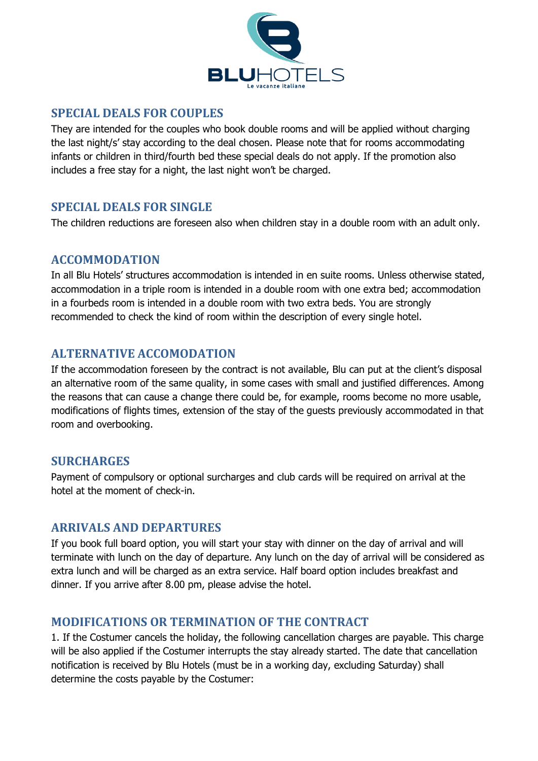## SPECIAL DEALS FOR COUPLES

They are intended for the couples who book double rooms and will be applied without charging the last night/s' stay according to the deal chosen. Please note that for rooms accommodating infants or children in third/fourth bed these special deals do not apply. If the promotion also includes a free stay for a night, the last night won't be charged.

## SPECIAL DEALS FOR SINGLE

The children reductions are foreseen also when children stay in a double room with an adult only.

## ACCOMMODATION

In all Blu Hotels' structures accommodation is intended in en suite rooms. Unless otherwise stated, accommodation in a triple room is intended in a double room with one extra bed; accommodation in a fourbeds room is intended in a double room with two extra beds. You are strongly recommended to check the kind of room within the description of every single hotel.

## ALTERNATIVE ACCOMODATION

If the accommodation foreseen by the contract is not available, Blu can put at the client's disposal an alternative room of the same quality, in some cases with small and justified differences. Among the reasons that can cause a change there could be, for example, rooms become no more usable, modifications of flights times, extension of the stay of the guests previously accommodated in that room and overbooking.

## SURCHARGES

Payment of compulsory or optional surcharges and club cards will be required on arrival at the hotel at the moment of check-in.

## ARRIVALS AND DEPARTURES

If you book full board option, you will start your stay with dinner on the day of arrival and will terminate with lunch on the day of departure. Any lunch on the day of arrival will be considered as extra lunch and will be charged as an extra service. Half board option includes breakfast and dinner. If you arrive after 8.00 pm, please advise the hotel.

## MODIFICATIONS OR TERMINATION OF THE CONTRACT

1. If the Costumer cancels the holiday, the following cancellation charges are payable. This charge will be also applied if the Costumer interrupts the stay already started. The date that cancellation notification is received by Blu Hotels (must be in a working day, excluding Saturday) shall determine the costs payable by the Costumer: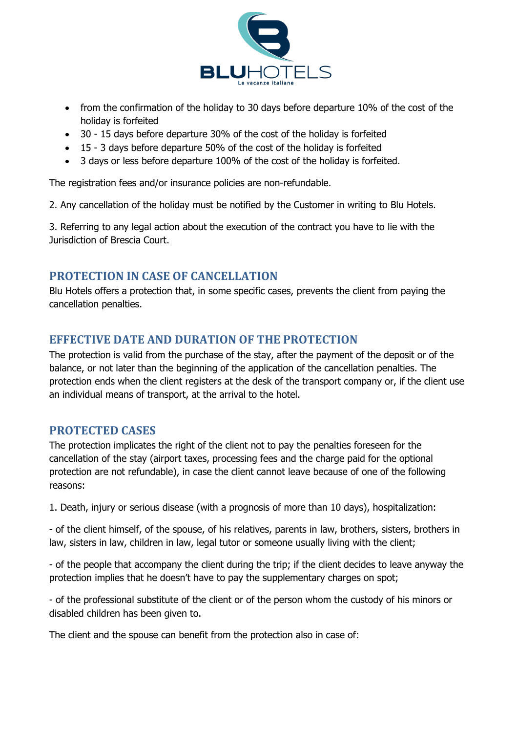- from the confirmation of the holiday to 30 days before departure 10% of the cost of the holiday is forfeited
- 30 - 15 days before departure 30% of the cost of the holiday is forfeited
- 15 - 3 days before departure 50% of the cost of the holiday is forfeited
- 3 days or less before departure 100% of the cost of the holiday is forfeited.

The registration fees and/or insurance policies are non-refundable.

2. Any cancellation of the holiday must be notified by the Customer in writing to Blu Hotels.

3. Referring to any legal action about the execution of the contract you have to lie with the Jurisdiction of Brescia Court.

## PROTECTION IN CASE OF CANCELLATION

Blu Hotels offers a protection that, in some specific cases, prevents the client from paying the cancellation penalties.

## EFFECTIVE DATE AND DURATION OF THE PROTECTION

The protection is valid from the purchase of the stay, after the payment of the deposit or of the balance, or not later than the beginning of the application of the cancellation penalties. The protection ends when the client registers at the desk of the transport company or, if the client use an individual means of transport, at the arrival to the hotel.

## PROTECTED CASES

The protection implicates the right of the client not to pay the penalties foreseen for the cancellation of the stay (airport taxes, processing fees and the charge paid for the optional protection are not refundable), in case the client cannot leave because of one of the following reasons:

1. Death, injury or serious disease (with a prognosis of more than 10 days), hospitalization:

- of the client himself, of the spouse, of his relatives, parents in law, brothers, sisters, brothers in law, sisters in law, children in law, legal tutor or someone usually living with the client;

- of the people that accompany the client during the trip; if the client decides to leave anyway the protection implies that he doesn't have to pay the supplementary charges on spot;

- of the professional substitute of the client or of the person whom the custody of his minors or disabled children has been given to.

The client and the spouse can benefit from the protection also in case of: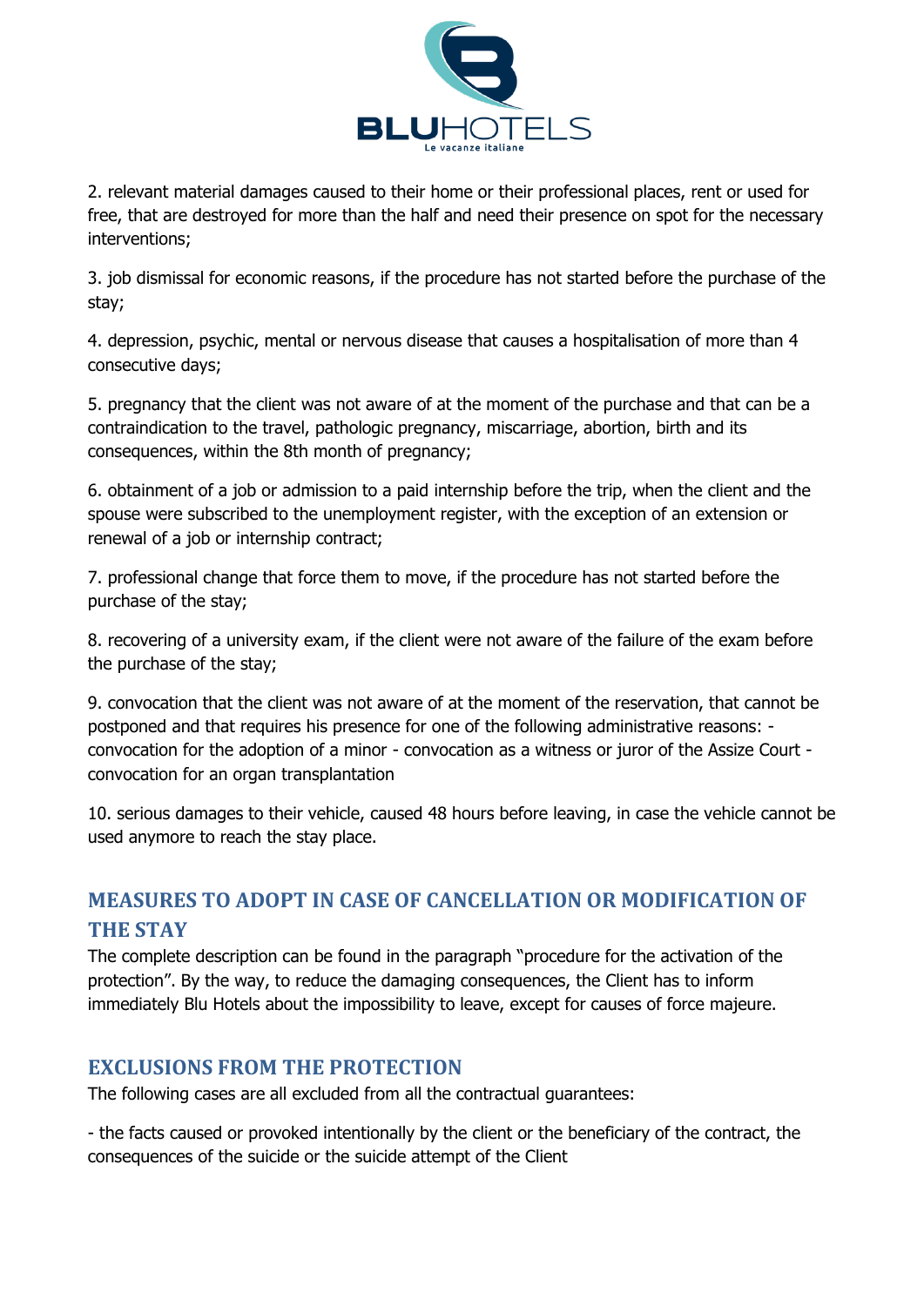2. relevant material damages caused to their home or their professional places, rent or used for free, that are destroyed for more than the half and need their presence on spot for the necessary interventions;

3. job dismissal for economic reasons, if the procedure has not started before the purchase of the stay;

4. depression, psychic, mental or nervous disease that causes a hospitalisation of more than 4 consecutive days;

5. pregnancy that the client was not aware of at the moment of the purchase and that can be a contraindication to the travel, pathologic pregnancy, miscarriage, abortion, birth and its consequences, within the 8th month of pregnancy;

6. obtainment of a job or admission to a paid internship before the trip, when the client and the spouse were subscribed to the unemployment register, with the exception of an extension or renewal of a job or internship contract;

7. professional change that force them to move, if the procedure has not started before the purchase of the stay;

8. recovering of a university exam, if the client were not aware of the failure of the exam before the purchase of the stay;

9. convocation that the client was not aware of at the moment of the reservation, that cannot be postponed and that requires his presence for one of the following administrative reasons: - convocation for the adoption of a minor - convocation as a witness or juror of the Assize Court - convocation for an organ transplantation

10. serious damages to their vehicle, caused 48 hours before leaving, in case the vehicle cannot be used anymore to reach the stay place.

## MEASURES TO ADOPT IN CASE OF CANCELLATION OR MODIFICATION OF THE STAY

The complete description can be found in the paragraph "procedure for the activation of the protection". By the way, to reduce the damaging consequences, the Client has to inform immediately Blu Hotels about the impossibility to leave, except for causes of force majeure.

## EXCLUSIONS FROM THE PROTECTION

The following cases are all excluded from all the contractual guarantees:

- the facts caused or provoked intentionally by the client or the beneficiary of the contract, the consequences of the suicide or the suicide attempt of the Client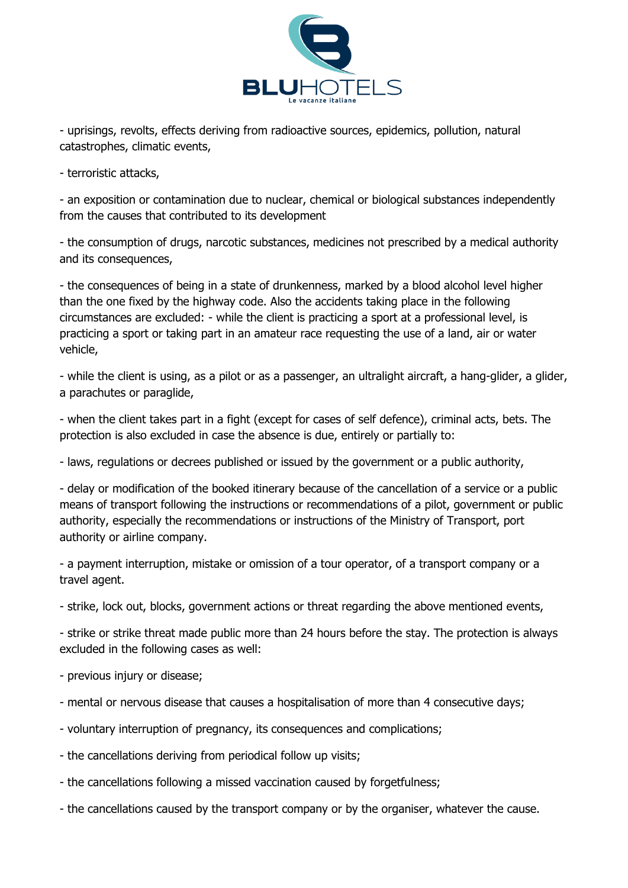- uprisings, revolts, effects deriving from radioactive sources, epidemics, pollution, natural catastrophes, climatic events,

- terroristic attacks,

- an exposition or contamination due to nuclear, chemical or biological substances independently from the causes that contributed to its development

- the consumption of drugs, narcotic substances, medicines not prescribed by a medical authority and its consequences,

- the consequences of being in a state of drunkenness, marked by a blood alcohol level higher than the one fixed by the highway code. Also the accidents taking place in the following circumstances are excluded: - while the client is practicing a sport at a professional level, is practicing a sport or taking part in an amateur race requesting the use of a land, air or water vehicle,

- while the client is using, as a pilot or as a passenger, an ultralight aircraft, a hang-glider, a glider, a parachutes or paraglide,

- when the client takes part in a fight (except for cases of self defence), criminal acts, bets. The protection is also excluded in case the absence is due, entirely or partially to:

- laws, regulations or decrees published or issued by the government or a public authority,

- delay or modification of the booked itinerary because of the cancellation of a service or a public means of transport following the instructions or recommendations of a pilot, government or public authority, especially the recommendations or instructions of the Ministry of Transport, port authority or airline company.

- a payment interruption, mistake or omission of a tour operator, of a transport company or a travel agent.

- strike, lock out, blocks, government actions or threat regarding the above mentioned events,

- strike or strike threat made public more than 24 hours before the stay. The protection is always excluded in the following cases as well:

- previous injury or disease;

- mental or nervous disease that causes a hospitalisation of more than 4 consecutive days;

- voluntary interruption of pregnancy, its consequences and complications;

- the cancellations deriving from periodical follow up visits;

- the cancellations following a missed vaccination caused by forgetfulness;

- the cancellations caused by the transport company or by the organiser, whatever the cause.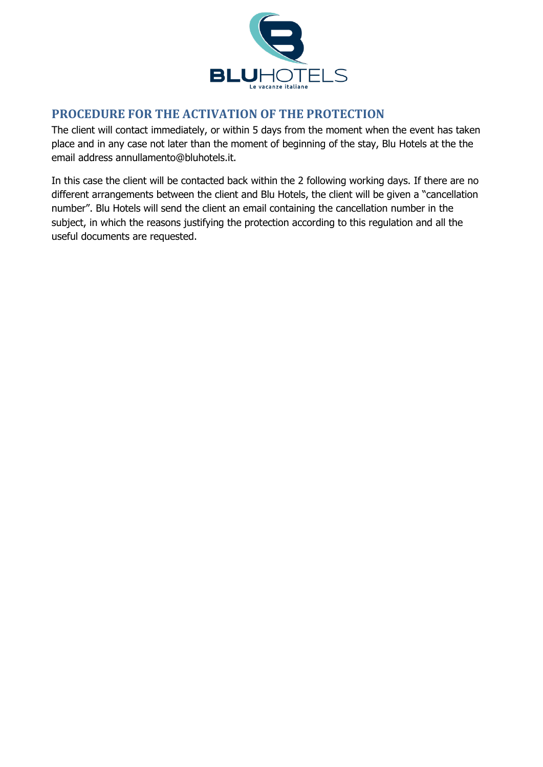## PROCEDURE FOR THE ACTIVATION OF THE PROTECTION

The client will contact immediately, or within 5 days from the moment when the event has taken place and in any case not later than the moment of beginning of the stay, Blu Hotels at the the email address annullamento@bluhotels.it.

In this case the client will be contacted back within the 2 following working days. If there are no different arrangements between the client and Blu Hotels, the client will be given a "cancellation number". Blu Hotels will send the client an email containing the cancellation number in the subject, in which the reasons justifying the protection according to this regulation and all the useful documents are requested.